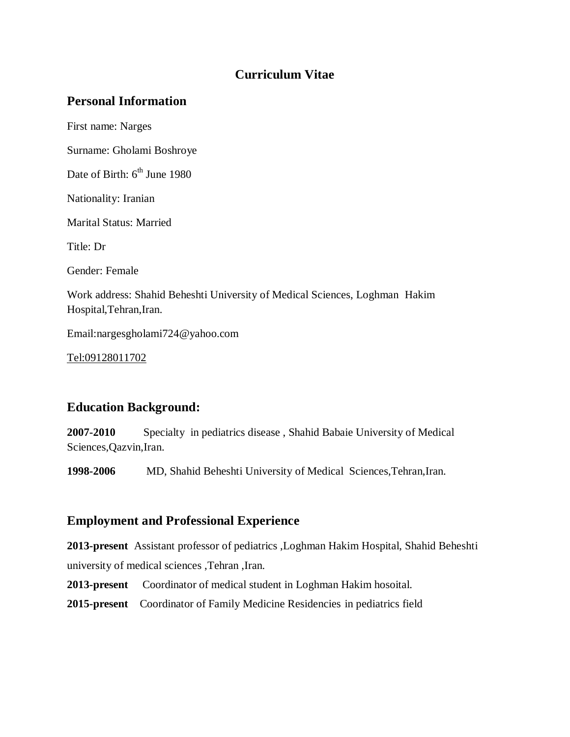# Curriculum Vitae

## Personal Information

First name: Narges

Surname: Gholami Boshroye

Date of Birth: 6th June 1980

Nationality: Iranian

Marital Status: Married

Title: Dr

Gender: Female

Work address: Shahid Beheshti University of Medical Sciences, Loghman Hakim Hospital,Tehran,Iran.

Email:nargesgholami724@yahoo.com

Tel:09128011702

## Education Background:

**2007-2010** Specialty in pediatrics disease , Shahid Babaie University of Medical Sciences,Qazvin,Iran.

**1998-2006** MD, Shahid Beheshti University of Medical Sciences,Tehran,Iran.

## Employment and Professional Experience

**2013-present** Assistant professor of pediatrics ,Loghman Hakim Hospital, Shahid Beheshti university of medical sciences ,Tehran ,Iran.

**2013-present** Coordinator of medical student in Loghman Hakim hosoital.

**2015-present** Coordinator of Family Medicine Residencies in pediatrics field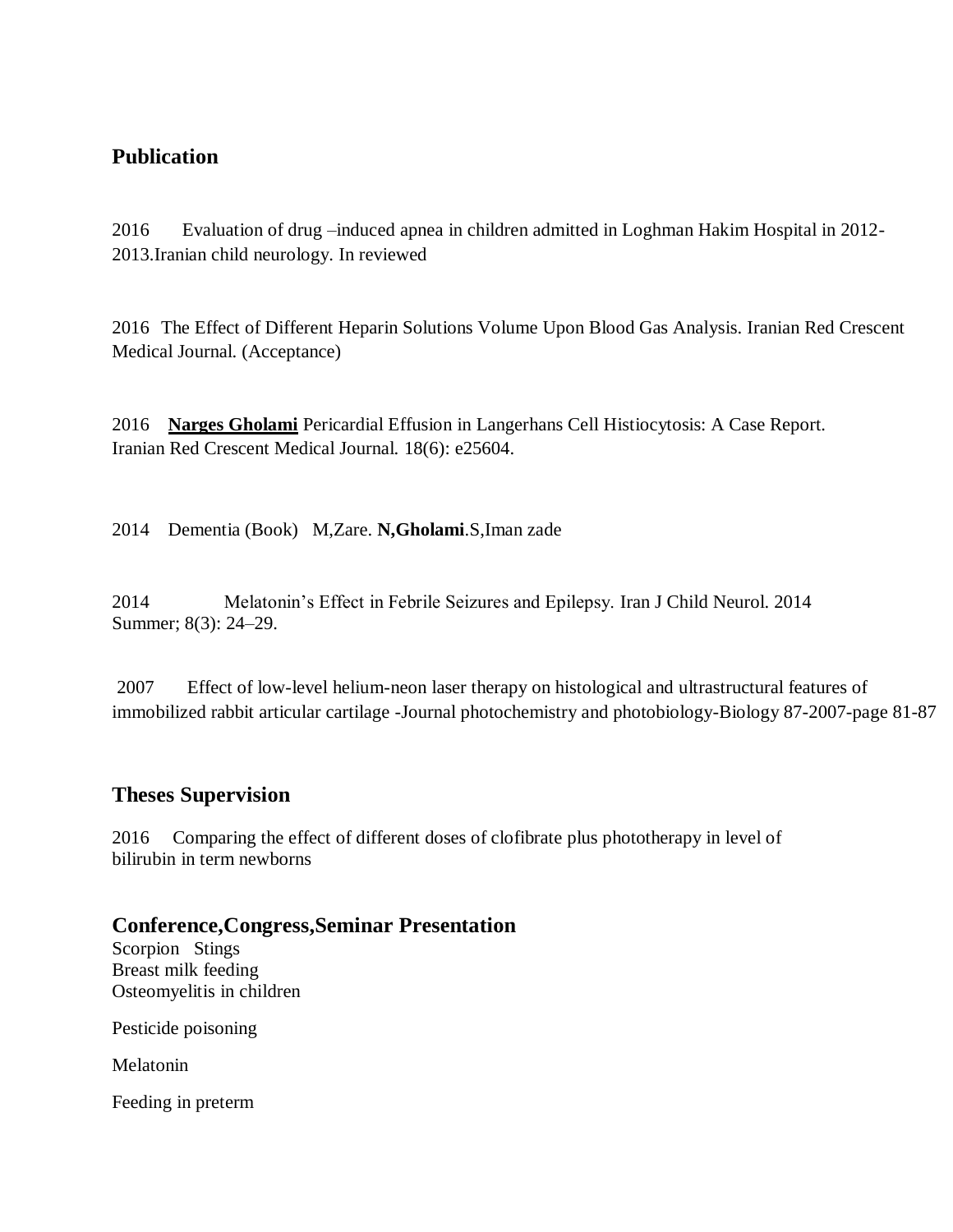## Publication

2016 Evaluation of drug –induced apnea in children admitted in Loghman Hakim Hospital in 2012-2013.Iranian child neurology. In reviewed

2016 The Effect of Different Heparin Solutions Volume Upon Blood Gas Analysis. Iranian Red Crescent Medical Journal. (Acceptance)

2016 **Narges Gholami** Pericardial Effusion in Langerhans Cell Histiocytosis: A Case Report. Iranian Red Crescent Medical Journal. 18(6): e25604.

2014 Dementia (Book) M,Zare. **N,Gholami**.S,Iman zade

2014 Melatonin's Effect in Febrile Seizures and Epilepsy. Iran J Child Neurol. 2014 Summer; 8(3): 24–29.

2007 Effect of low-level helium-neon laser therapy on histological and ultrastructural features of immobilized rabbit articular cartilage -Journal photochemistry and photobiology-Biology 87-2007-page 81-87

## Theses Supervision

2016 Comparing the effect of different doses of clofibrate plus phototherapy in level of bilirubin in term newborns

## Conference,Congress,Seminar Presentation

Scorpion Stings
Breast milk feeding
Osteomyelitis in children

Pesticide poisoning

Melatonin

Feeding in preterm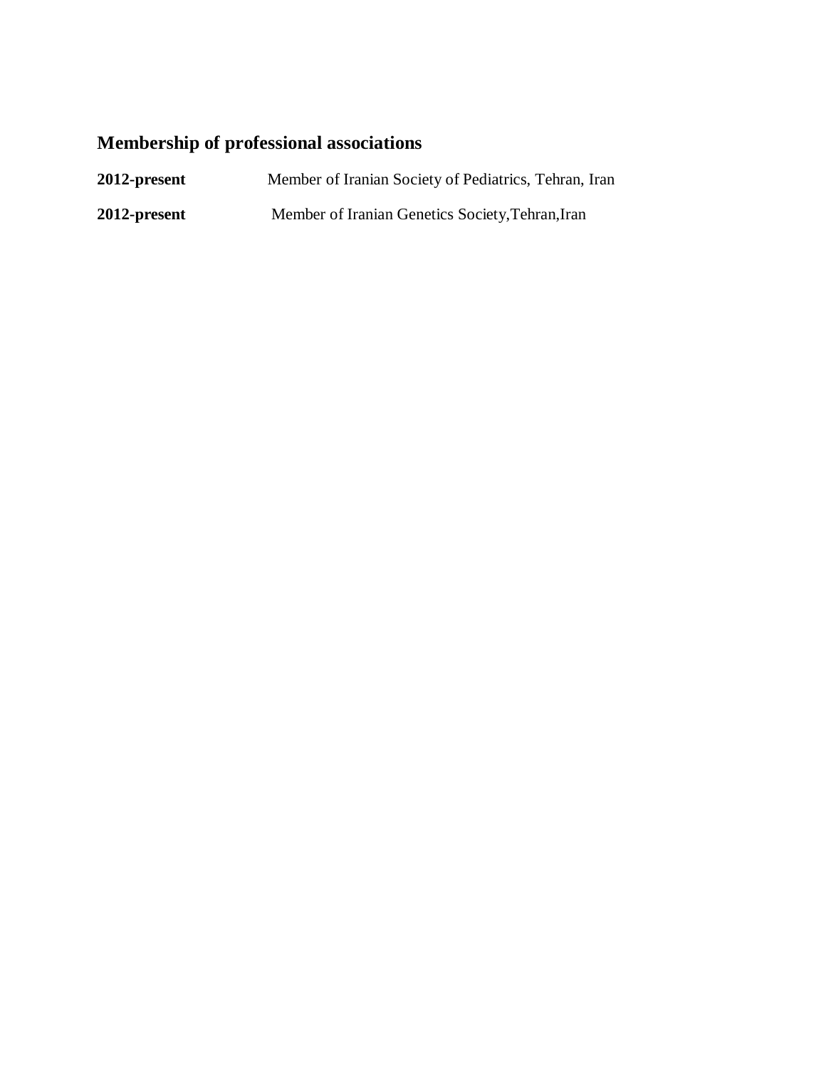## Membership of professional associations

**2012-present** Member of Iranian Society of Pediatrics, Tehran, Iran

**2012-present** Member of Iranian Genetics Society,Tehran,Iran